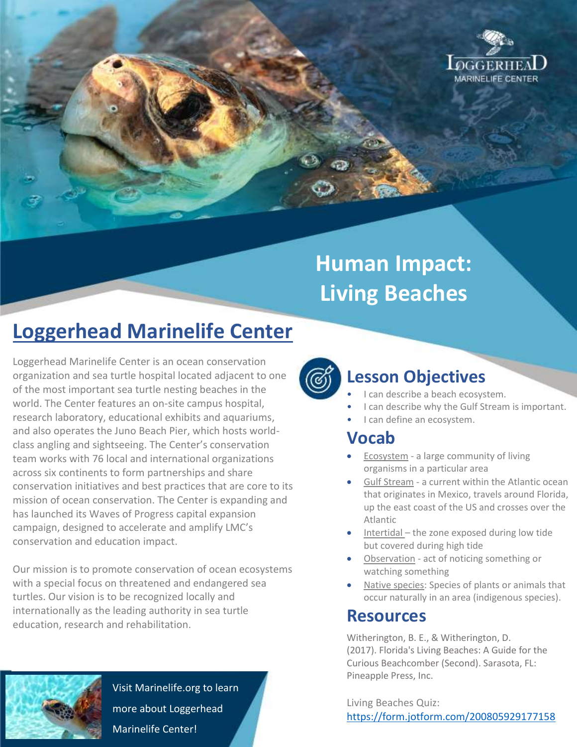# Human Impact: Living Beaches

## Loggerhead Marinelife Center

Loggerhead Marinelife Center is an ocean conservation organization and sea turtle hospital located adjacent to one of the most important sea turtle nesting beaches in the world. The Center features an on-site campus hospital, research laboratory, educational exhibits and aquariums, and also operates the Juno Beach Pier, which hosts world-class angling and sightseeing. The Center's conservation team works with 76 local and international organizations across six continents to form partnerships and share conservation initiatives and best practices that are core to its mission of ocean conservation. The Center is expanding and has launched its Waves of Progress capital expansion campaign, designed to accelerate and amplify LMC's conservation and education impact.

Our mission is to promote conservation of ocean ecosystems with a special focus on threatened and endangered sea turtles. Our vision is to be recognized locally and internationally as the leading authority in sea turtle education, research and rehabilitation.

Visit Marinelife.org to learn more about Loggerhead Marinelife Center!

## Lesson Objectives

- I can describe a beach ecosystem.
- I can describe why the Gulf Stream is important.
- I can define an ecosystem.

## Vocab

- Ecosystem - a large community of living organisms in a particular area
- Gulf Stream - a current within the Atlantic ocean that originates in Mexico, travels around Florida, up the east coast of the US and crosses over the Atlantic
- Intertidal – the zone exposed during low tide but covered during high tide
- Observation - act of noticing something or watching something
- Native species: Species of plants or animals that occur naturally in an area (indigenous species).

## Resources

Witherington, B. E., & Witherington, D. (2017). Florida's Living Beaches: A Guide for the Curious Beachcomber (Second). Sarasota, FL: Pineapple Press, Inc.

Living Beaches Quiz: https://form.jotform.com/200805929177158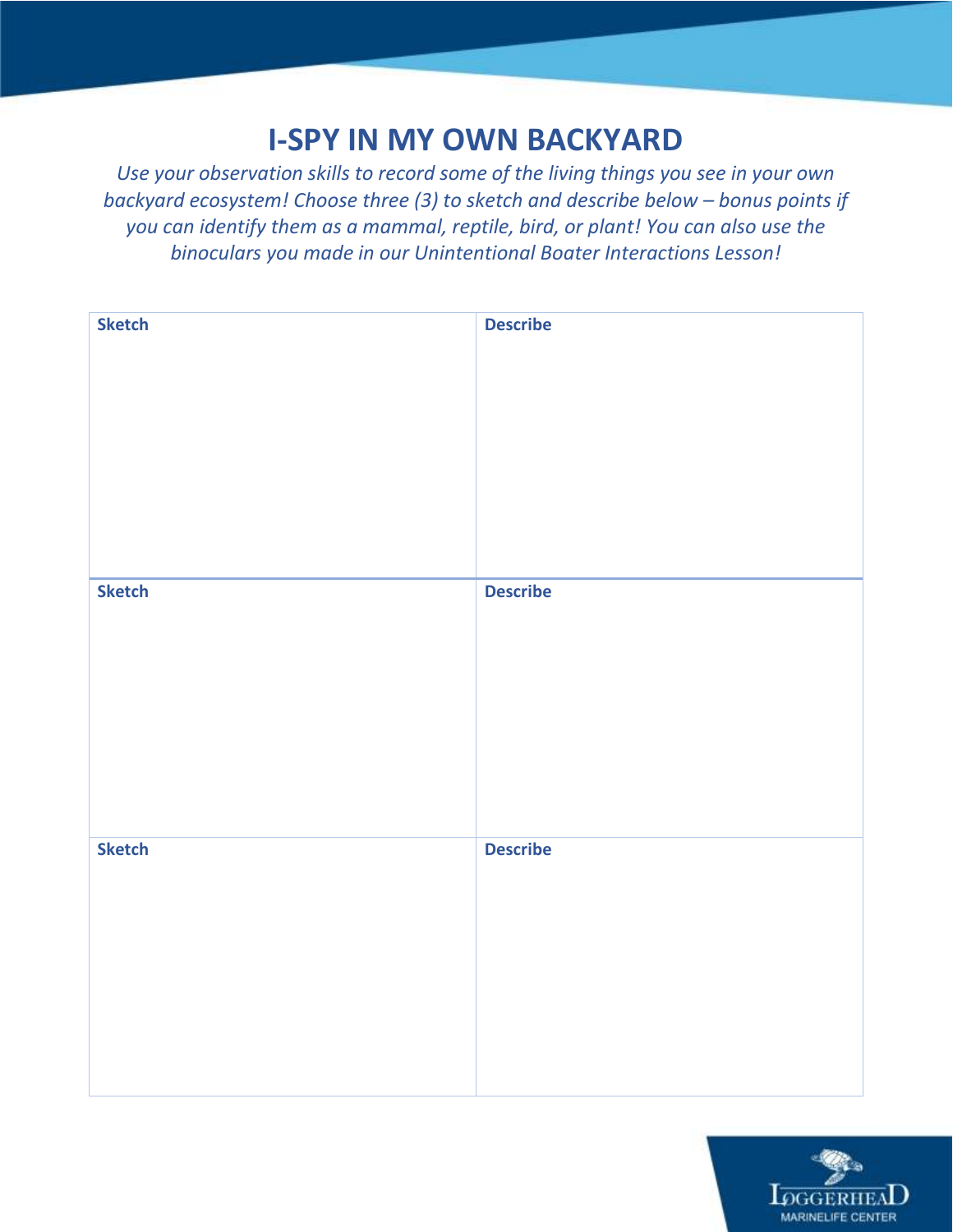# I-SPY IN MY OWN BACKYARD

*Use your observation skills to record some of the living things you see in your own backyard ecosystem! Choose three (3) to sketch and describe below – bonus points if you can identify them as a mammal, reptile, bird, or plant! You can also use the binoculars you made in our Unintentional Boater Interactions Lesson!*

| Sketch | Describe |
|---|---|
| | |
| **Sketch** | **Describe** |
| | |
| **Sketch** | **Describe** |
| | |

LOGGERHEAD MARINELIFE CENTER